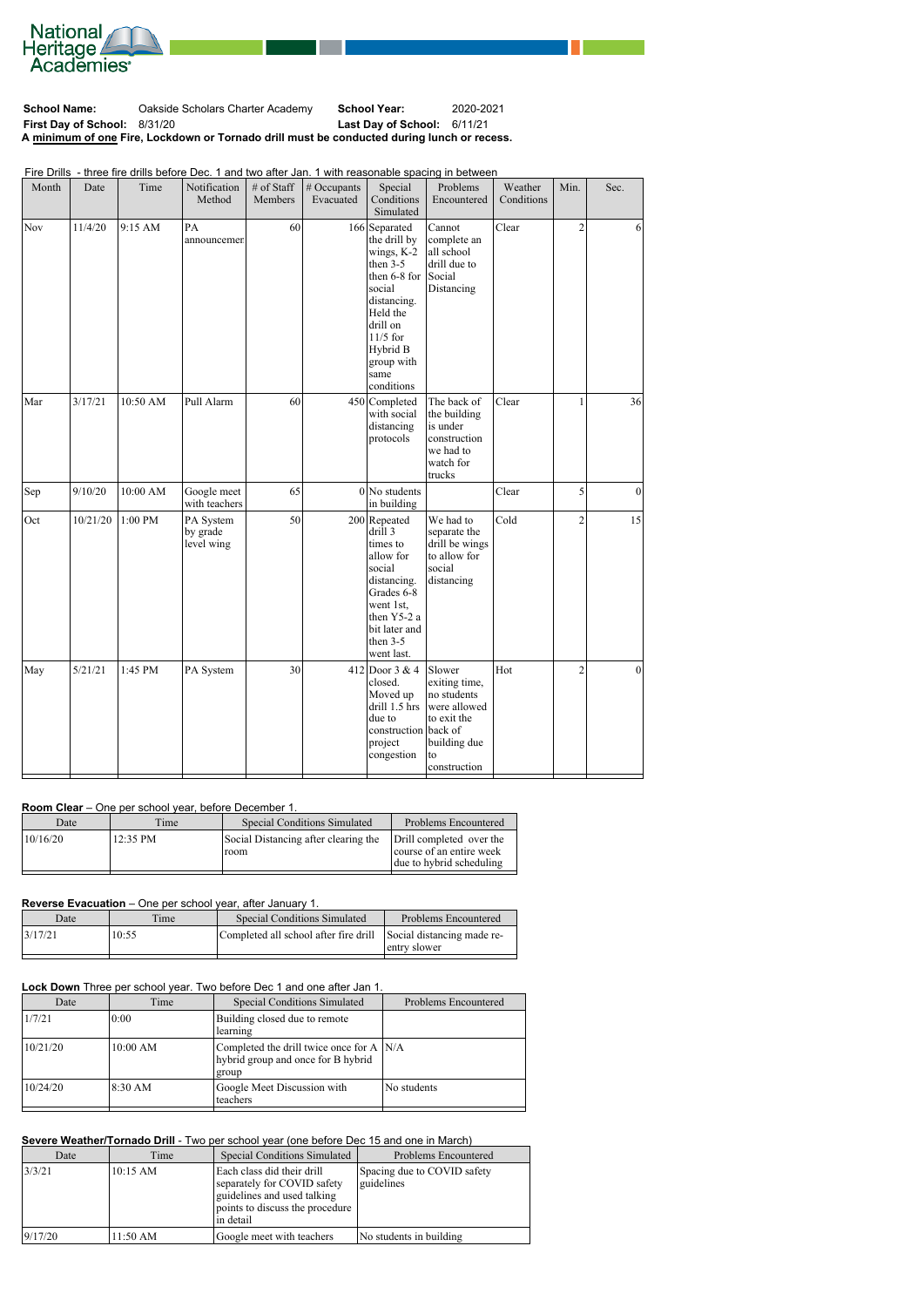National Heritage Academies

**School Name:** Oakside Scholars Charter Academy **School Year:** 2020-2021
**First Day of School:** 8/31/20 **Last Day of School:** 6/11/21
**A minimum of one Fire, Lockdown or Tornado drill must be conducted during lunch or recess.**

Fire Drills - three fire drills before Dec. 1 and two after Jan. 1 with reasonable spacing in between

| Month | Date | Time | Notification Method | # of Staff Members | # Occupants Evacuated | Special Conditions Simulated | Problems Encountered | Weather Conditions | Min. | Sec. |
|---|---|---|---|---|---|---|---|---|---|---|
| Nov | 11/4/20 | 9:15 AM | PA announcemer | 60 | 166 | Separated the drill by wings, K-2 then 3-5 then 6-8 for social distancing. Held the drill on 11/5 for Hybrid B group with same conditions | Cannot complete an all school drill due to Social Distancing | Clear | 2 | 6 |
| Mar | 3/17/21 | 10:50 AM | Pull Alarm | 60 | 450 | Completed with social distancing protocols | The back of the building is under construction we had to watch for trucks | Clear | 1 | 36 |
| Sep | 9/10/20 | 10:00 AM | Google meet with teachers | 65 | 0 | No students in building | | Clear | 5 | 0 |
| Oct | 10/21/20 | 1:00 PM | PA System by grade level wing | 50 | 200 | Repeated drill 3 times to allow for social distancing. Grades 6-8 went 1st, then Y5-2 a bit later and then 3-5 went last. | We had to separate the drill be wings to allow for social distancing | Cold | 2 | 15 |
| May | 5/21/21 | 1:45 PM | PA System | 30 | 412 | Door 3 & 4 closed. Moved up drill 1.5 hrs due to construction project congestion | Slower exiting time, no students were allowed to exit the back of building due to construction | Hot | 2 | 0 |

**Room Clear** – One per school year, before December 1.

| Date | Time | Special Conditions Simulated | Problems Encountered |
|---|---|---|---|
| 10/16/20 | 12:35 PM | Social Distancing after clearing the room | Drill completed over the course of an entire week due to hybrid scheduling |

**Reverse Evacuation** – One per school year, after January 1.

| Date | Time | Special Conditions Simulated | Problems Encountered |
|---|---|---|---|
| 3/17/21 | 10:55 | Completed all school after fire drill | Social distancing made re-entry slower |

**Lock Down** Three per school year. Two before Dec 1 and one after Jan 1.

| Date | Time | Special Conditions Simulated | Problems Encountered |
|---|---|---|---|
| 1/7/21 | 0:00 | Building closed due to remote learning | |
| 10/21/20 | 10:00 AM | Completed the drill twice once for A hybrid group and once for B hybrid group | N/A |
| 10/24/20 | 8:30 AM | Google Meet Discussion with teachers | No students |

**Severe Weather/Tornado Drill** - Two per school year (one before Dec 15 and one in March)

| Date | Time | Special Conditions Simulated | Problems Encountered |
|---|---|---|---|
| 3/3/21 | 10:15 AM | Each class did their drill separately for COVID safety guidelines and used talking points to discuss the procedure in detail | Spacing due to COVID safety guidelines |
| 9/17/20 | 11:50 AM | Google meet with teachers | No students in building |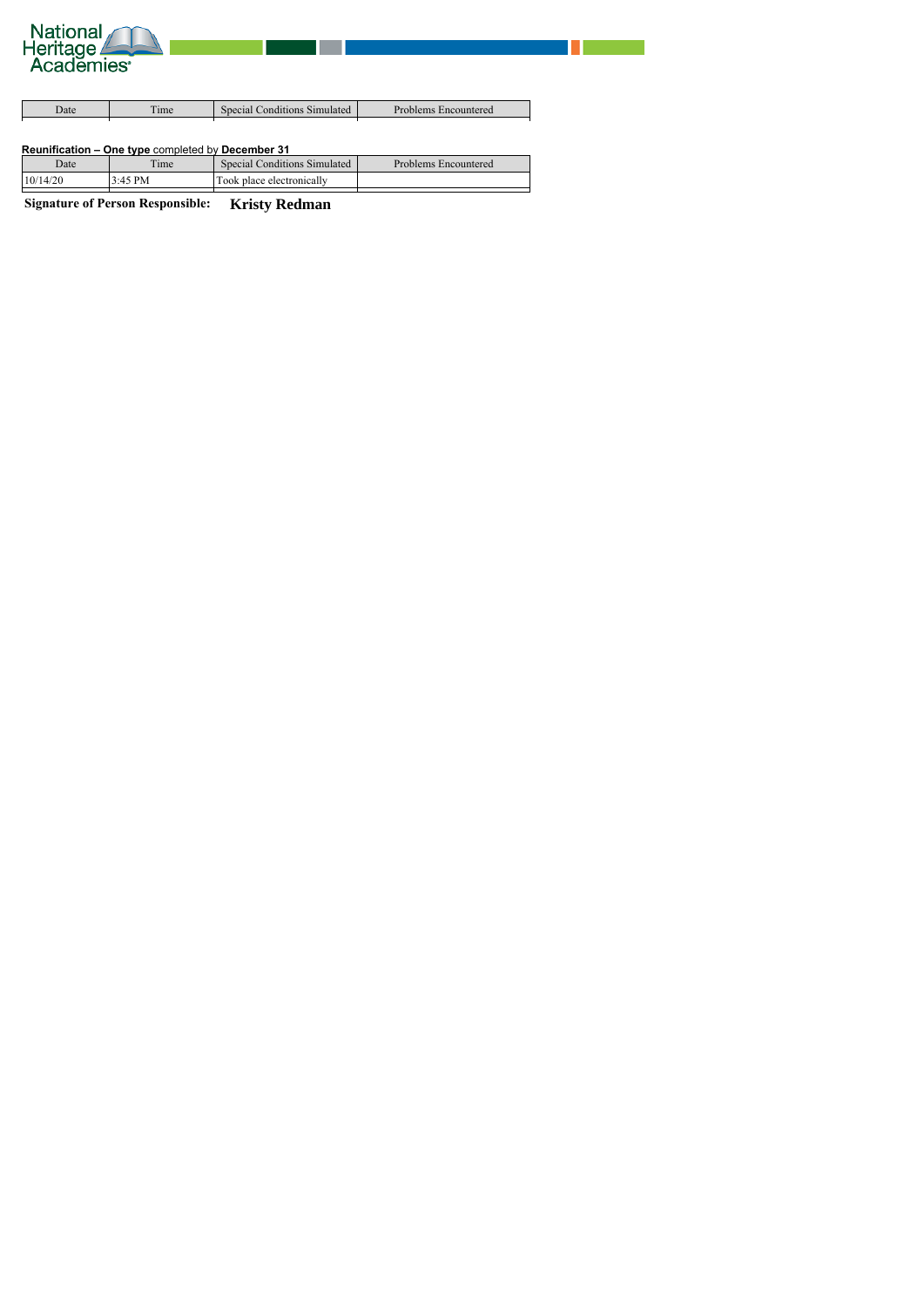| Date | Time | Special Conditions Simulated | Problems Encountered |
|---|---|---|---|
| | | | |

**Reunification – One type** completed by **December 31**

| Date | Time | Special Conditions Simulated | Problems Encountered |
|---|---|---|---|
| 10/14/20 | 3:45 PM | Took place electronically | |
| | | | |

**Signature of Person Responsible:** **Kristy Redman**